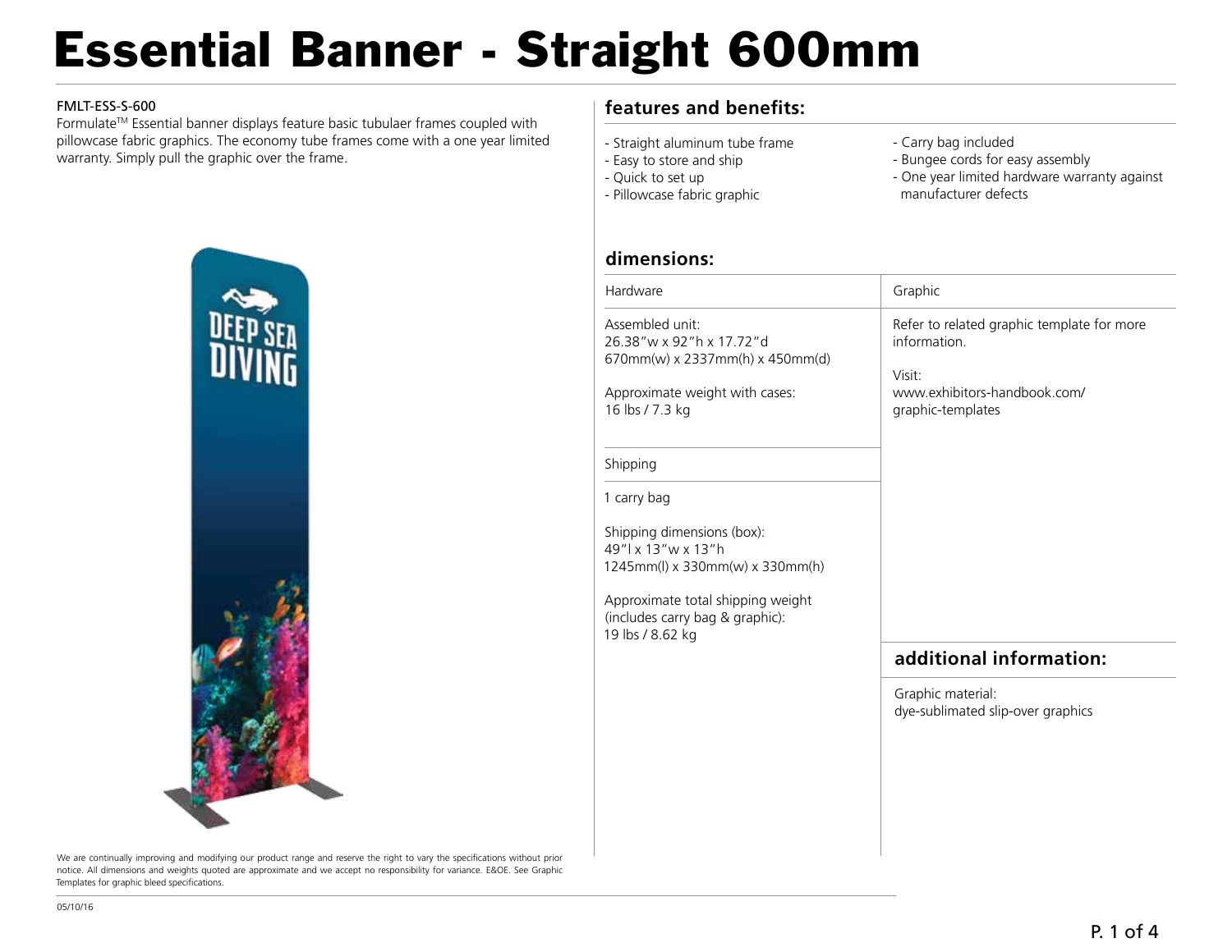# Essential Banner - Straight 600mm

FMLT-ESS-S-600

Formulate™ Essential banner displays feature basic tubulaer frames coupled with pillowcase fabric graphics. The economy tube frames come with a one year limited warranty. Simply pull the graphic over the frame.

## features and benefits:

- Straight aluminum tube frame
- Easy to store and ship
- Quick to set up
- Pillowcase fabric graphic
- Carry bag included
- Bungee cords for easy assembly
- One year limited hardware warranty against manufacturer defects

## dimensions:

| Hardware | Graphic |
|---|---|
| Assembled unit:<br>26.38"w x 92"h x 17.72"d<br>670mm(w) x 2337mm(h) x 450mm(d)<br><br>Approximate weight with cases:<br>16 lbs / 7.3 kg | Refer to related graphic template for more information.<br><br>Visit:<br>www.exhibitors-handbook.com/graphic-templates |

| Shipping |
|---|
| 1 carry bag<br><br>Shipping dimensions (box):<br>49"l x 13"w x 13"h<br>1245mm(l) x 330mm(w) x 330mm(h)<br><br>Approximate total shipping weight (includes carry bag & graphic):<br>19 lbs / 8.62 kg |

## additional information:

Graphic material:
dye-sublimated slip-over graphics

We are continually improving and modifying our product range and reserve the right to vary the specifications without prior notice. All dimensions and weights quoted are approximate and we accept no responsibility for variance. E&OE. See Graphic Templates for graphic bleed specifications.

05/10/16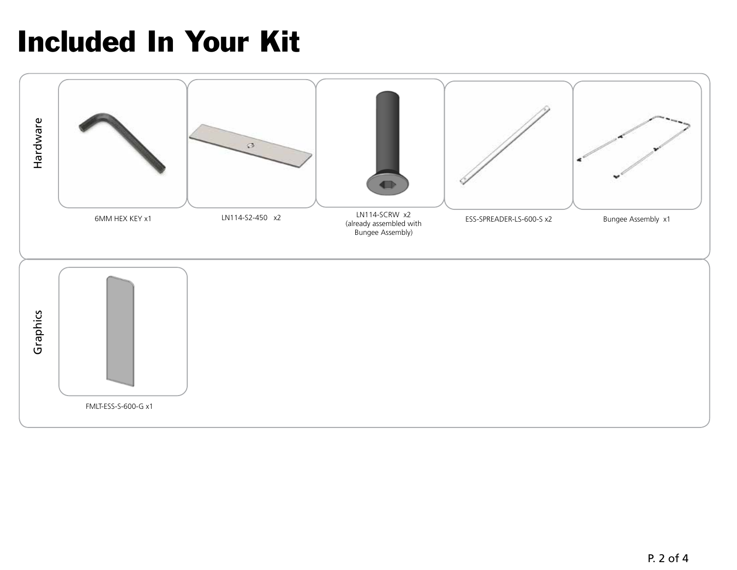# Included In Your Kit

## Hardware

- 6MM HEX KEY x1
- LN114-S2-450 x2
- LN114-SCRW x2 (already assembled with Bungee Assembly)
- ESS-SPREADER-LS-600-S x2
- Bungee Assembly x1

## Graphics

- FMLT-ESS-S-600-G x1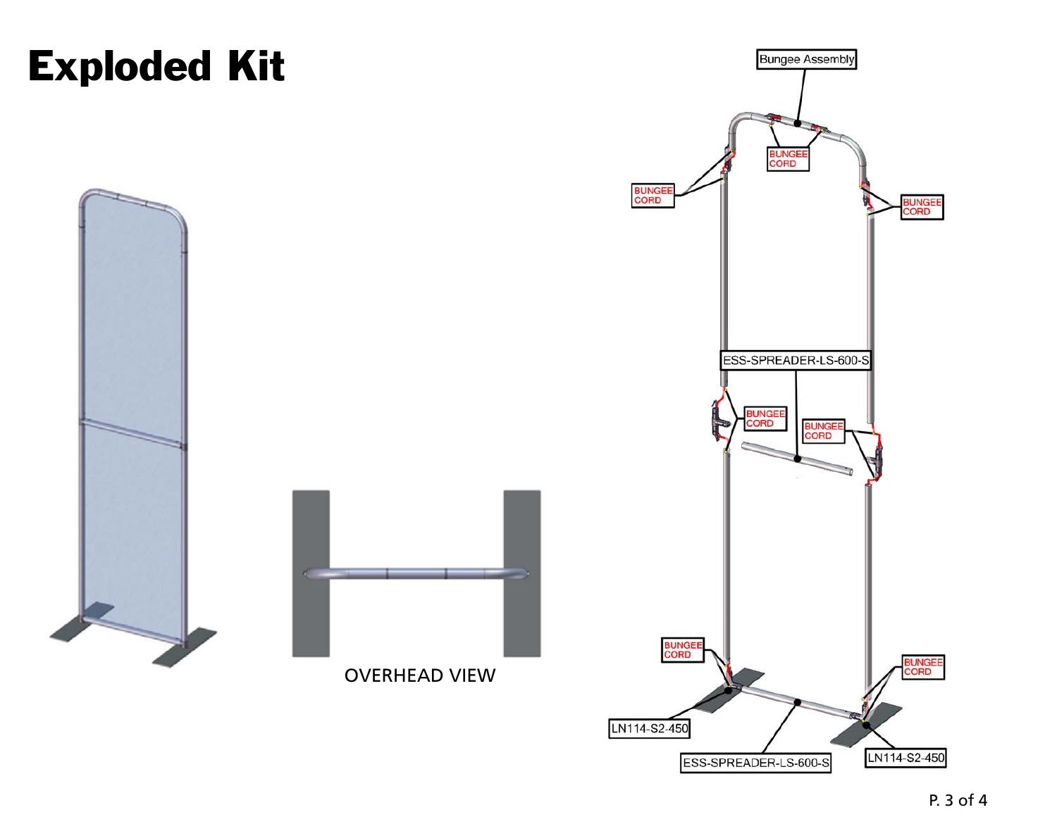# Exploded Kit

OVERHEAD VIEW

Bungee Assembly

BUNGEE CORD

BUNGEE CORD

BUNGEE CORD

ESS-SPREADER-LS-600-S

BUNGEE CORD

BUNGEE CORD

BUNGEE CORD

BUNGEE CORD

LN114-S2-450

ESS-SPREADER-LS-600-S

LN114-S2-450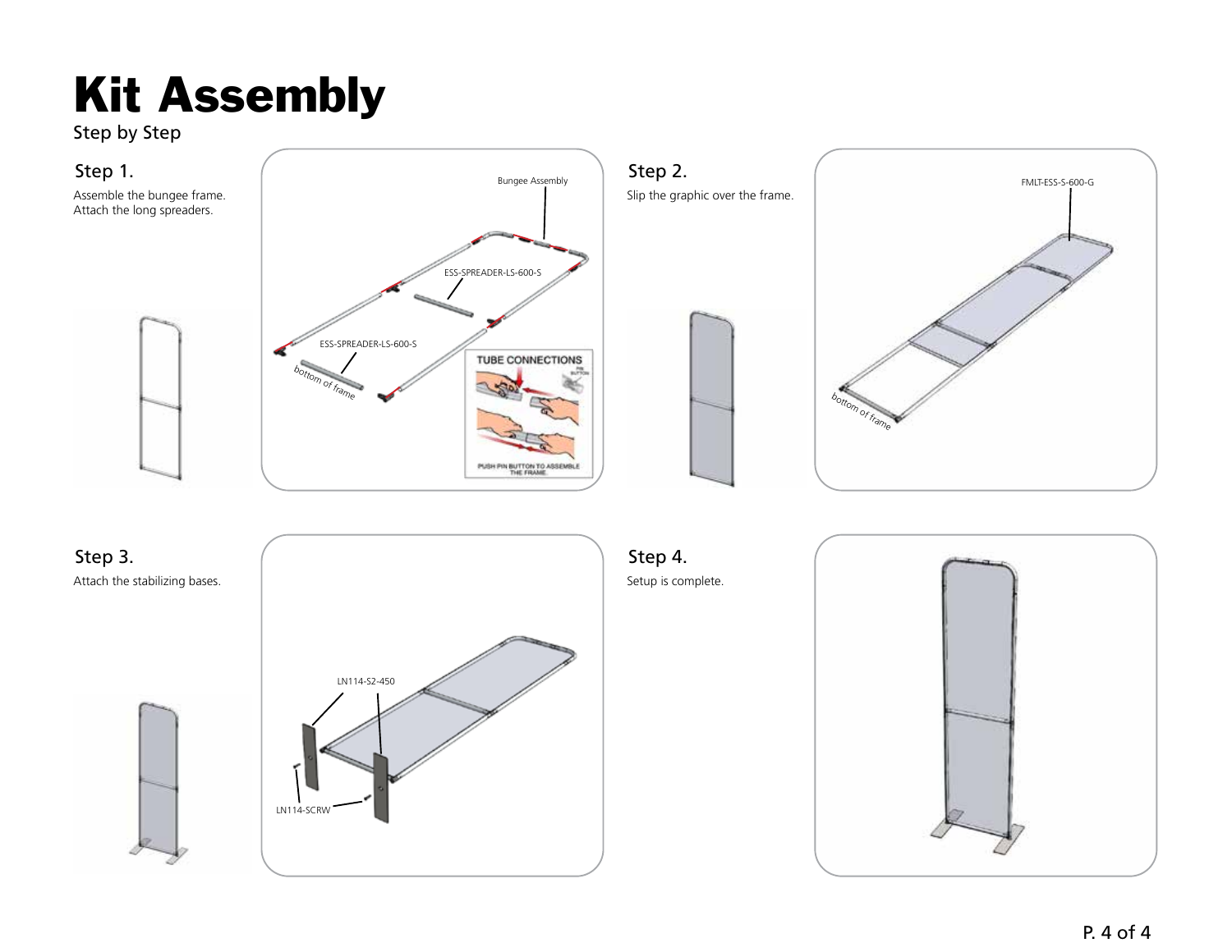# Kit Assembly

Step by Step

## Step 1.

Assemble the bungee frame.
Attach the long spreaders.

Bungee Assembly

ESS-SPREADER-LS-600-S

ESS-SPREADER-LS-600-S

bottom of frame

TUBE CONNECTIONS

PIN BUTTON

PUSH PIN BUTTON TO ASSEMBLE THE FRAME.

## Step 2.

Slip the graphic over the frame.

FMLT-ESS-S-600-G

bottom of frame

## Step 3.

Attach the stabilizing bases.

LN114-S2-450

LN114-SCRW

## Step 4.

Setup is complete.